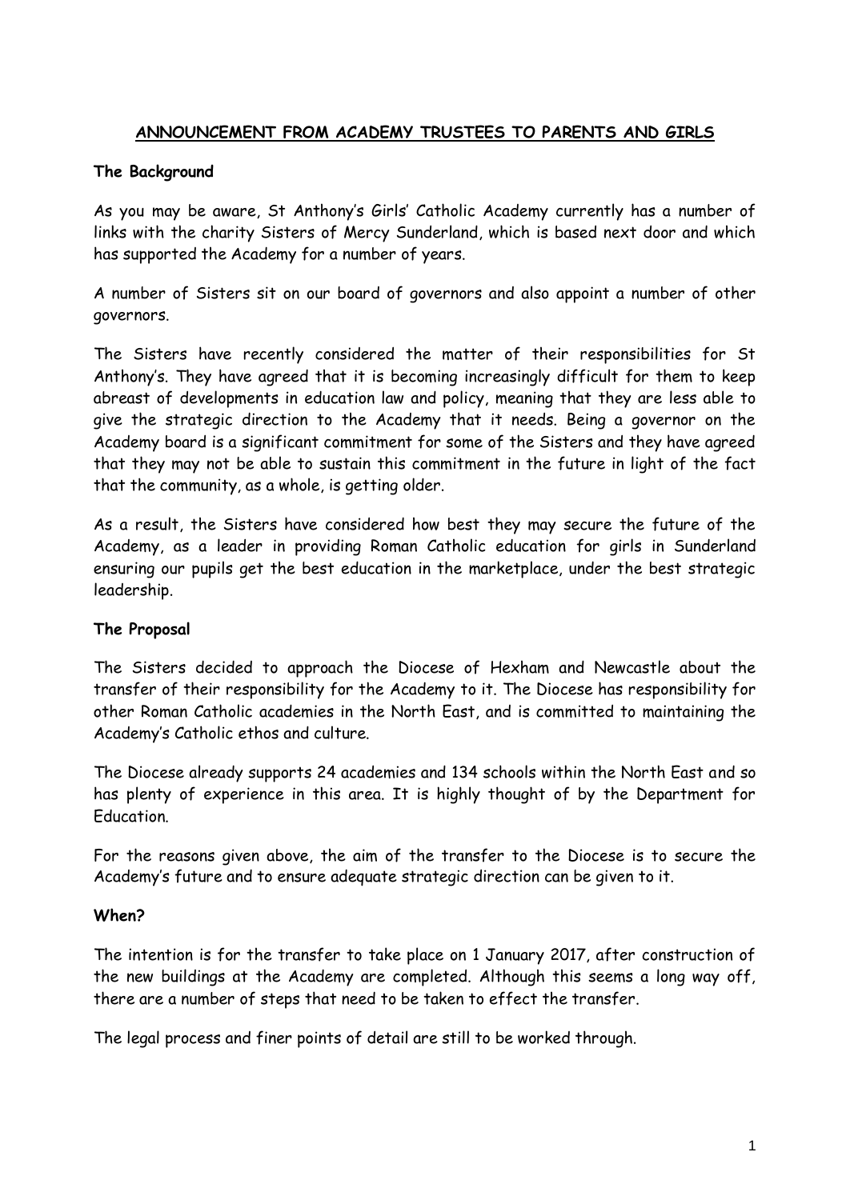# ANNOUNCEMENT FROM ACADEMY TRUSTEES TO PARENTS AND GIRLS

## The Background

As you may be aware, St Anthony's Girls' Catholic Academy currently has a number of links with the charity Sisters of Mercy Sunderland, which is based next door and which has supported the Academy for a number of years.

A number of Sisters sit on our board of governors and also appoint a number of other governors.

The Sisters have recently considered the matter of their responsibilities for St Anthony's. They have agreed that it is becoming increasingly difficult for them to keep abreast of developments in education law and policy, meaning that they are less able to give the strategic direction to the Academy that it needs. Being a governor on the Academy board is a significant commitment for some of the Sisters and they have agreed that they may not be able to sustain this commitment in the future in light of the fact that the community, as a whole, is getting older.

As a result, the Sisters have considered how best they may secure the future of the Academy, as a leader in providing Roman Catholic education for girls in Sunderland ensuring our pupils get the best education in the marketplace, under the best strategic leadership.

## The Proposal

The Sisters decided to approach the Diocese of Hexham and Newcastle about the transfer of their responsibility for the Academy to it. The Diocese has responsibility for other Roman Catholic academies in the North East, and is committed to maintaining the Academy's Catholic ethos and culture.

The Diocese already supports 24 academies and 134 schools within the North East and so has plenty of experience in this area. It is highly thought of by the Department for Education.

For the reasons given above, the aim of the transfer to the Diocese is to secure the Academy's future and to ensure adequate strategic direction can be given to it.

## When?

The intention is for the transfer to take place on 1 January 2017, after construction of the new buildings at the Academy are completed. Although this seems a long way off, there are a number of steps that need to be taken to effect the transfer.

The legal process and finer points of detail are still to be worked through.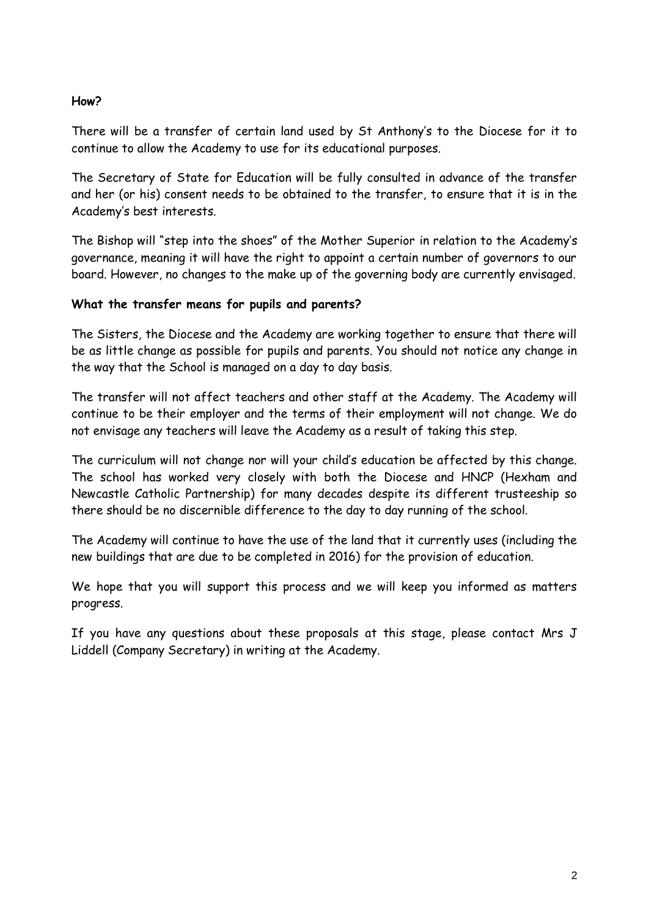**How?**

There will be a transfer of certain land used by St Anthony's to the Diocese for it to continue to allow the Academy to use for its educational purposes.

The Secretary of State for Education will be fully consulted in advance of the transfer and her (or his) consent needs to be obtained to the transfer, to ensure that it is in the Academy's best interests.

The Bishop will "step into the shoes" of the Mother Superior in relation to the Academy's governance, meaning it will have the right to appoint a certain number of governors to our board. However, no changes to the make up of the governing body are currently envisaged.

**What the transfer means for pupils and parents?**

The Sisters, the Diocese and the Academy are working together to ensure that there will be as little change as possible for pupils and parents. You should not notice any change in the way that the School is managed on a day to day basis.

The transfer will not affect teachers and other staff at the Academy. The Academy will continue to be their employer and the terms of their employment will not change. We do not envisage any teachers will leave the Academy as a result of taking this step.

The curriculum will not change nor will your child's education be affected by this change. The school has worked very closely with both the Diocese and HNCP (Hexham and Newcastle Catholic Partnership) for many decades despite its different trusteeship so there should be no discernible difference to the day to day running of the school.

The Academy will continue to have the use of the land that it currently uses (including the new buildings that are due to be completed in 2016) for the provision of education.

We hope that you will support this process and we will keep you informed as matters progress.

If you have any questions about these proposals at this stage, please contact Mrs J Liddell (Company Secretary) in writing at the Academy.